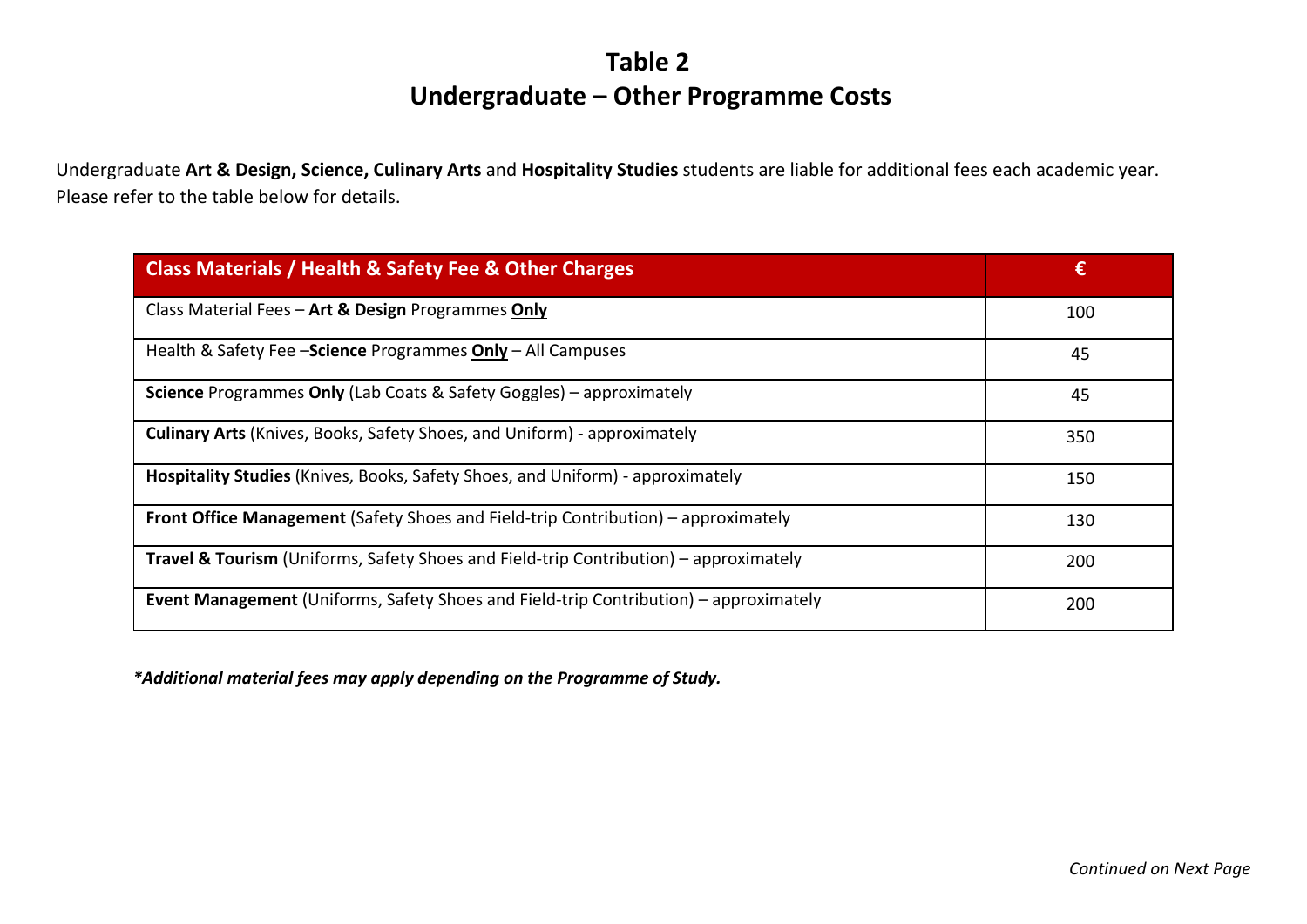# Table 2
## Undergraduate – Other Programme Costs

Undergraduate **Art & Design, Science, Culinary Arts** and **Hospitality Studies** students are liable for additional fees each academic year. Please refer to the table below for details.

| Class Materials / Health & Safety Fee & Other Charges | € |
|---|---|
| Class Material Fees – **Art & Design** Programmes **Only** | 100 |
| Health & Safety Fee –**Science** Programmes **Only** – All Campuses | 45 |
| **Science** Programmes **Only** (Lab Coats & Safety Goggles) – approximately | 45 |
| **Culinary Arts** (Knives, Books, Safety Shoes, and Uniform) - approximately | 350 |
| **Hospitality Studies** (Knives, Books, Safety Shoes, and Uniform) - approximately | 150 |
| **Front Office Management** (Safety Shoes and Field-trip Contribution) – approximately | 130 |
| **Travel & Tourism** (Uniforms, Safety Shoes and Field-trip Contribution) – approximately | 200 |
| **Event Management** (Uniforms, Safety Shoes and Field-trip Contribution) – approximately | 200 |

***Additional material fees may apply depending on the Programme of Study.***

*Continued on Next Page*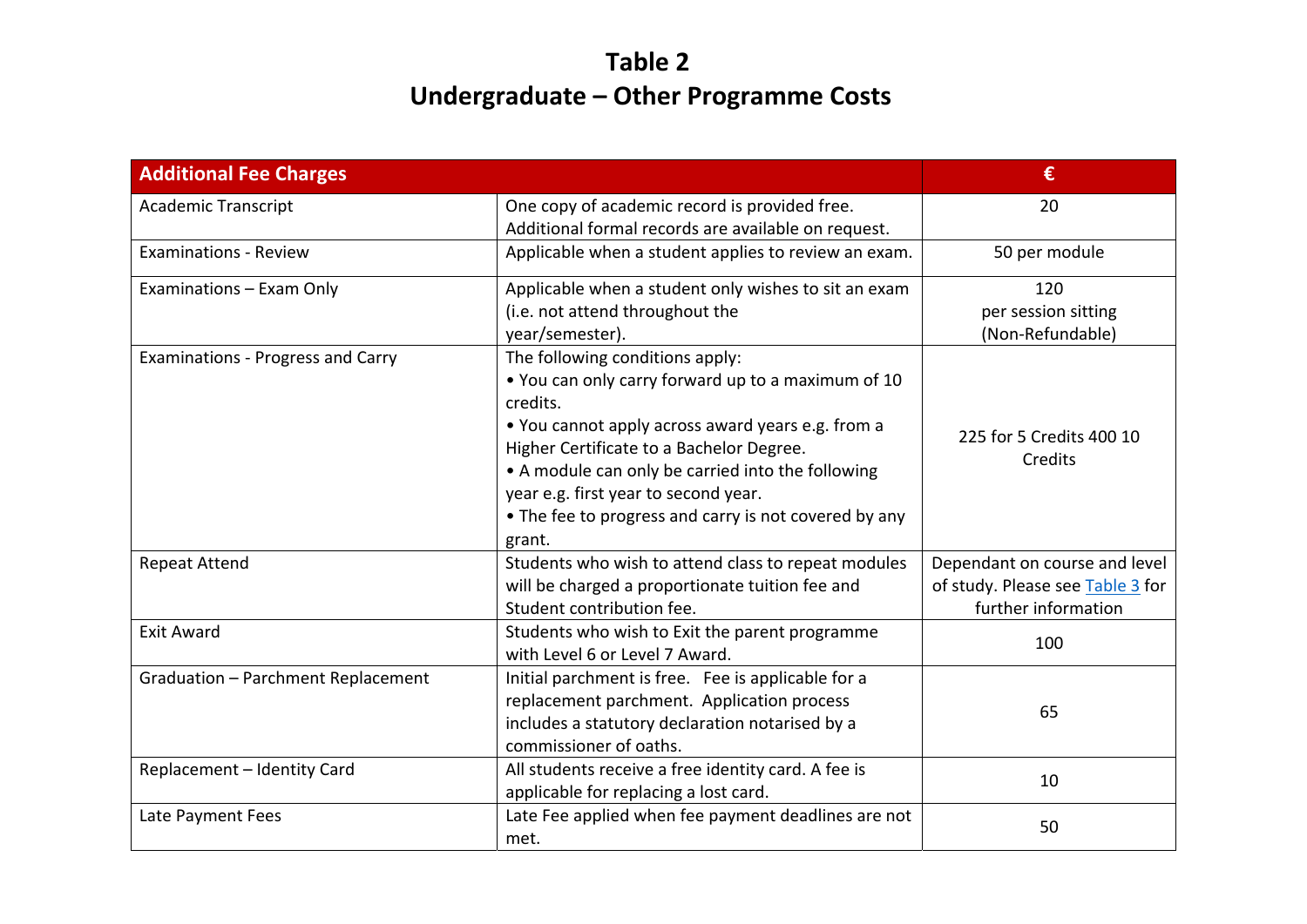# Table 2
# Undergraduate – Other Programme Costs

| Additional Fee Charges | | € |
|---|---|---|
| Academic Transcript | One copy of academic record is provided free. Additional formal records are available on request. | 20 |
| Examinations - Review | Applicable when a student applies to review an exam. | 50 per module |
| Examinations – Exam Only | Applicable when a student only wishes to sit an exam (i.e. not attend throughout the year/semester). | 120 per session sitting (Non-Refundable) |
| Examinations - Progress and Carry | The following conditions apply:<br>• You can only carry forward up to a maximum of 10 credits.<br>• You cannot apply across award years e.g. from a Higher Certificate to a Bachelor Degree.<br>• A module can only be carried into the following year e.g. first year to second year.<br>• The fee to progress and carry is not covered by any grant. | 225 for 5 Credits 400 10 Credits |
| Repeat Attend | Students who wish to attend class to repeat modules will be charged a proportionate tuition fee and Student contribution fee. | Dependant on course and level of study. Please see Table 3 for further information |
| Exit Award | Students who wish to Exit the parent programme with Level 6 or Level 7 Award. | 100 |
| Graduation – Parchment Replacement | Initial parchment is free. Fee is applicable for a replacement parchment. Application process includes a statutory declaration notarised by a commissioner of oaths. | 65 |
| Replacement – Identity Card | All students receive a free identity card. A fee is applicable for replacing a lost card. | 10 |
| Late Payment Fees | Late Fee applied when fee payment deadlines are not met. | 50 |